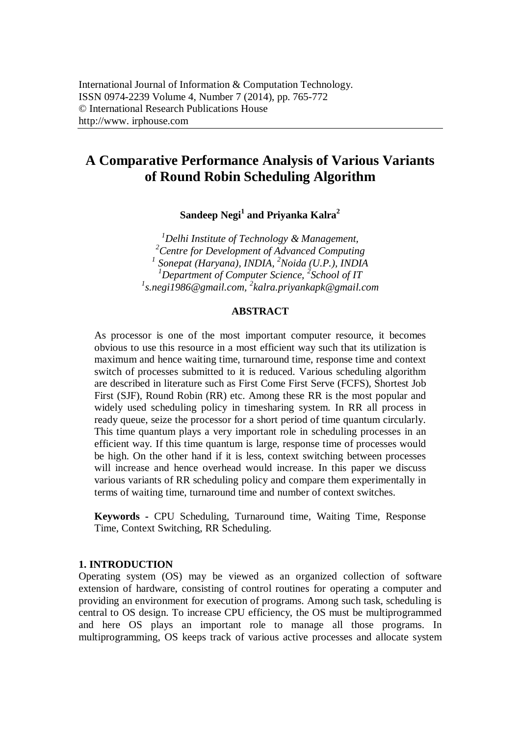International Journal of Information & Computation Technology.
ISSN 0974-2239 Volume 4, Number 7 (2014), pp. 765-772
© International Research Publications House
http://www. irphouse.com

# A Comparative Performance Analysis of Various Variants of Round Robin Scheduling Algorithm

**Sandeep Negi[1] and Priyanka Kalra[2]**

*[1]Delhi Institute of Technology & Management,*
*[2]Centre for Development of Advanced Computing*
*[1] Sonepat (Haryana), INDIA, [2]Noida (U.P.), INDIA*
*[1]Department of Computer Science, [2]School of IT*
*[1]s.negi1986@gmail.com, [2]kalra.priyankapk@gmail.com*

## ABSTRACT

As processor is one of the most important computer resource, it becomes obvious to use this resource in a most efficient way such that its utilization is maximum and hence waiting time, turnaround time, response time and context switch of processes submitted to it is reduced. Various scheduling algorithm are described in literature such as First Come First Serve (FCFS), Shortest Job First (SJF), Round Robin (RR) etc. Among these RR is the most popular and widely used scheduling policy in timesharing system. In RR all process in ready queue, seize the processor for a short period of time quantum circularly. This time quantum plays a very important role in scheduling processes in an efficient way. If this time quantum is large, response time of processes would be high. On the other hand if it is less, context switching between processes will increase and hence overhead would increase. In this paper we discuss various variants of RR scheduling policy and compare them experimentally in terms of waiting time, turnaround time and number of context switches.

**Keywords -** CPU Scheduling, Turnaround time, Waiting Time, Response Time, Context Switching, RR Scheduling.

## 1. INTRODUCTION

Operating system (OS) may be viewed as an organized collection of software extension of hardware, consisting of control routines for operating a computer and providing an environment for execution of programs. Among such task, scheduling is central to OS design. To increase CPU efficiency, the OS must be multiprogrammed and here OS plays an important role to manage all those programs. In multiprogramming, OS keeps track of various active processes and allocate system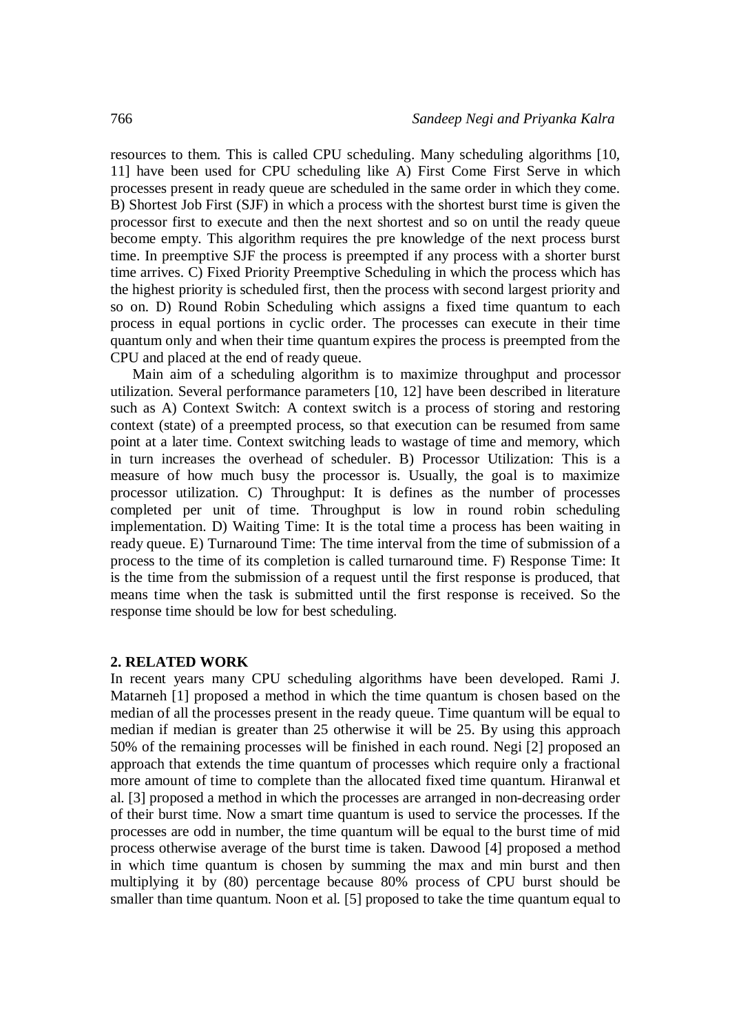resources to them. This is called CPU scheduling. Many scheduling algorithms [10, 11] have been used for CPU scheduling like A) First Come First Serve in which processes present in ready queue are scheduled in the same order in which they come. B) Shortest Job First (SJF) in which a process with the shortest burst time is given the processor first to execute and then the next shortest and so on until the ready queue become empty. This algorithm requires the pre knowledge of the next process burst time. In preemptive SJF the process is preempted if any process with a shorter burst time arrives. C) Fixed Priority Preemptive Scheduling in which the process which has the highest priority is scheduled first, then the process with second largest priority and so on. D) Round Robin Scheduling which assigns a fixed time quantum to each process in equal portions in cyclic order. The processes can execute in their time quantum only and when their time quantum expires the process is preempted from the CPU and placed at the end of ready queue.

Main aim of a scheduling algorithm is to maximize throughput and processor utilization. Several performance parameters [10, 12] have been described in literature such as A) Context Switch: A context switch is a process of storing and restoring context (state) of a preempted process, so that execution can be resumed from same point at a later time. Context switching leads to wastage of time and memory, which in turn increases the overhead of scheduler. B) Processor Utilization: This is a measure of how much busy the processor is. Usually, the goal is to maximize processor utilization. C) Throughput: It is defines as the number of processes completed per unit of time. Throughput is low in round robin scheduling implementation. D) Waiting Time: It is the total time a process has been waiting in ready queue. E) Turnaround Time: The time interval from the time of submission of a process to the time of its completion is called turnaround time. F) Response Time: It is the time from the submission of a request until the first response is produced, that means time when the task is submitted until the first response is received. So the response time should be low for best scheduling.

## 2. RELATED WORK

In recent years many CPU scheduling algorithms have been developed. Rami J. Matarneh [1] proposed a method in which the time quantum is chosen based on the median of all the processes present in the ready queue. Time quantum will be equal to median if median is greater than 25 otherwise it will be 25. By using this approach 50% of the remaining processes will be finished in each round. Negi [2] proposed an approach that extends the time quantum of processes which require only a fractional more amount of time to complete than the allocated fixed time quantum. Hiranwal et al. [3] proposed a method in which the processes are arranged in non-decreasing order of their burst time. Now a smart time quantum is used to service the processes. If the processes are odd in number, the time quantum will be equal to the burst time of mid process otherwise average of the burst time is taken. Dawood [4] proposed a method in which time quantum is chosen by summing the max and min burst and then multiplying it by (80) percentage because 80% process of CPU burst should be smaller than time quantum. Noon et al. [5] proposed to take the time quantum equal to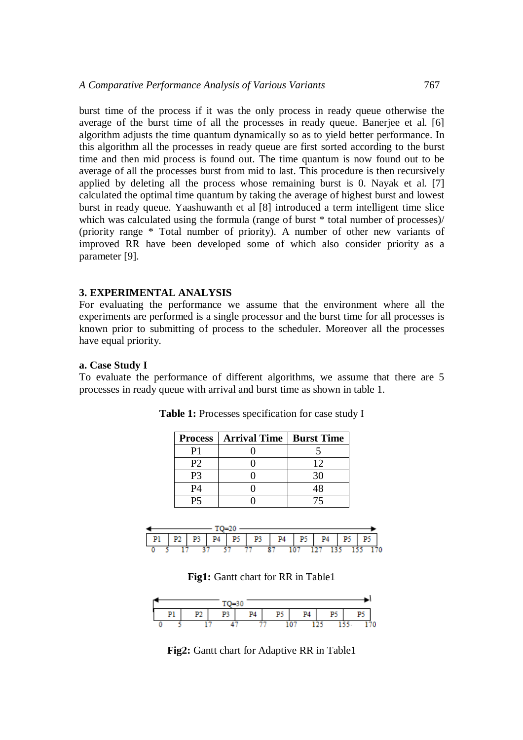burst time of the process if it was the only process in ready queue otherwise the average of the burst time of all the processes in ready queue. Banerjee et al. [6] algorithm adjusts the time quantum dynamically so as to yield better performance. In this algorithm all the processes in ready queue are first sorted according to the burst time and then mid process is found out. The time quantum is now found out to be average of all the processes burst from mid to last. This procedure is then recursively applied by deleting all the process whose remaining burst is 0. Nayak et al. [7] calculated the optimal time quantum by taking the average of highest burst and lowest burst in ready queue. Yaashuwanth et al [8] introduced a term intelligent time slice which was calculated using the formula (range of burst * total number of processes)/ (priority range * Total number of priority). A number of other new variants of improved RR have been developed some of which also consider priority as a parameter [9].

## 3. EXPERIMENTAL ANALYSIS

For evaluating the performance we assume that the environment where all the experiments are performed is a single processor and the burst time for all processes is known prior to submitting of process to the scheduler. Moreover all the processes have equal priority.

### a. Case Study I

To evaluate the performance of different algorithms, we assume that there are 5 processes in ready queue with arrival and burst time as shown in table 1.

**Table 1:** Processes specification for case study I

| Process | Arrival Time | Burst Time |
|---|---|---|
| P1 | 0 | 5 |
| P2 | 0 | 12 |
| P3 | 0 | 30 |
| P4 | 0 | 48 |
| P5 | 0 | 75 |

TQ=20

| P1 | P2 | P3 | P4 | P5 | P3 | P4 | P5 | P4 | P5 | P5 |
|---|---|---|---|---|---|---|---|---|---|---|

0 5 17 37 57 77 87 107 127 135 155 170

**Fig1:** Gantt chart for RR in Table1

TQ=30

| P1 | P2 | P3 | P4 | P5 | P4 | P5 | P5 |
|---|---|---|---|---|---|---|---|

0 5 17 47 77 107 125 155 170

**Fig2:** Gantt chart for Adaptive RR in Table1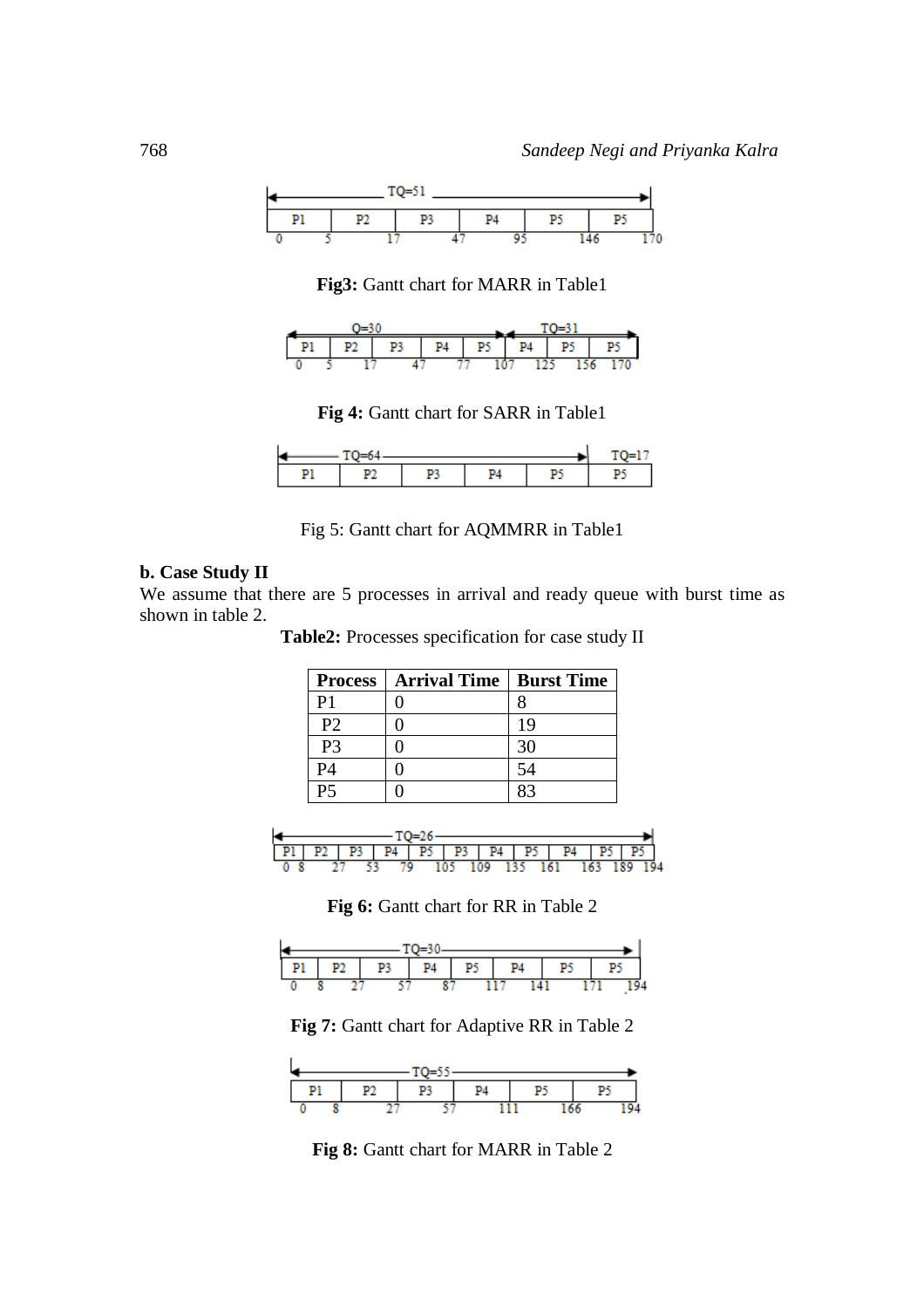| TQ=51 | | | | | |
|---|---|---|---|---|---|
| P1 | P2 | P3 | P4 | P5 | P5 |

0 5 17 47 95 146 170

**Fig3:** Gantt chart for MARR in Table1

| Q=30 | | | | | TQ=31 | | |
|---|---|---|---|---|---|---|---|
| P1 | P2 | P3 | P4 | P5 | P4 | P5 | P5 |

0 5 17 47 77 107 125 156 170

**Fig 4:** Gantt chart for SARR in Table1

| TQ=64 | | | | | TQ=17 |
|---|---|---|---|---|---|
| P1 | P2 | P3 | P4 | P5 | P5 |

Fig 5: Gantt chart for AQMMRR in Table1

**b. Case Study II**

We assume that there are 5 processes in arrival and ready queue with burst time as shown in table 2.

**Table2:** Processes specification for case study II

| Process | Arrival Time | Burst Time |
|---|---|---|
| P1 | 0 | 8 |
| P2 | 0 | 19 |
| P3 | 0 | 30 |
| P4 | 0 | 54 |
| P5 | 0 | 83 |

| TQ=26 | | | | | | | | | | |
|---|---|---|---|---|---|---|---|---|---|---|
| P1 | P2 | P3 | P4 | P5 | P3 | P4 | P5 | P4 | P5 | P5 |

0 8 27 53 79 105 109 135 161 163 189 194

**Fig 6:** Gantt chart for RR in Table 2

| TQ=30 | | | | | | | |
|---|---|---|---|---|---|---|---|
| P1 | P2 | P3 | P4 | P5 | P4 | P5 | P5 |

0 8 27 57 87 117 141 171 194

**Fig 7:** Gantt chart for Adaptive RR in Table 2

| TQ=55 | | | | | |
|---|---|---|---|---|---|
| P1 | P2 | P3 | P4 | P5 | P5 |

0 8 27 57 111 166 194

**Fig 8:** Gantt chart for MARR in Table 2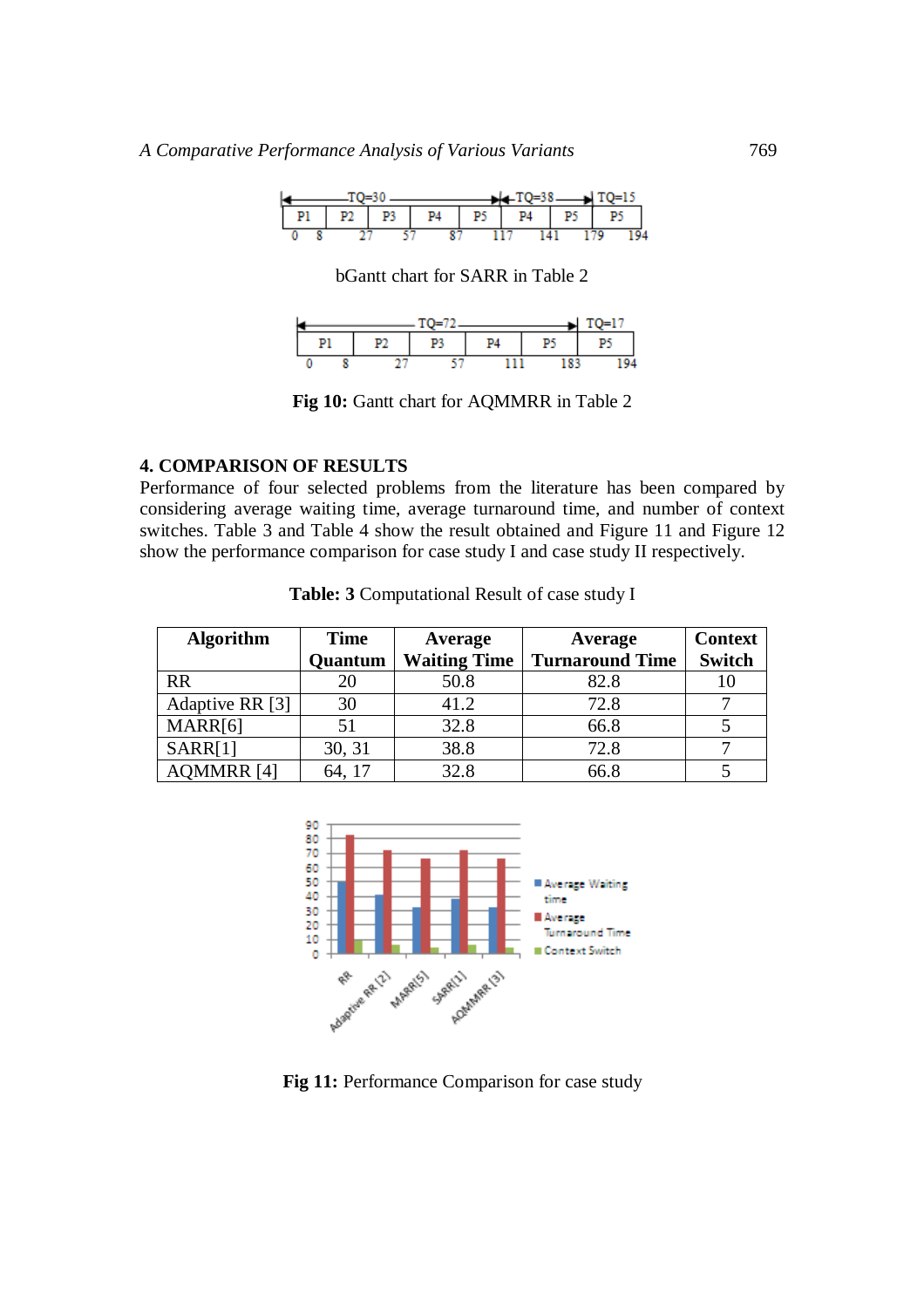bGantt chart for SARR in Table 2

**Fig 10:** Gantt chart for AQMMRR in Table 2

## 4. COMPARISON OF RESULTS

Performance of four selected problems from the literature has been compared by considering average waiting time, average turnaround time, and number of context switches. Table 3 and Table 4 show the result obtained and Figure 11 and Figure 12 show the performance comparison for case study I and case study II respectively.

**Table: 3** Computational Result of case study I

| Algorithm | Time Quantum | Average Waiting Time | Average Turnaround Time | Context Switch |
|---|---|---|---|---|
| RR | 20 | 50.8 | 82.8 | 10 |
| Adaptive RR [3] | 30 | 41.2 | 72.8 | 7 |
| MARR[6] | 51 | 32.8 | 66.8 | 5 |
| SARR[1] | 30, 31 | 38.8 | 72.8 | 7 |
| AQMMRR [4] | 64, 17 | 32.8 | 66.8 | 5 |

**Fig 11:** Performance Comparison for case study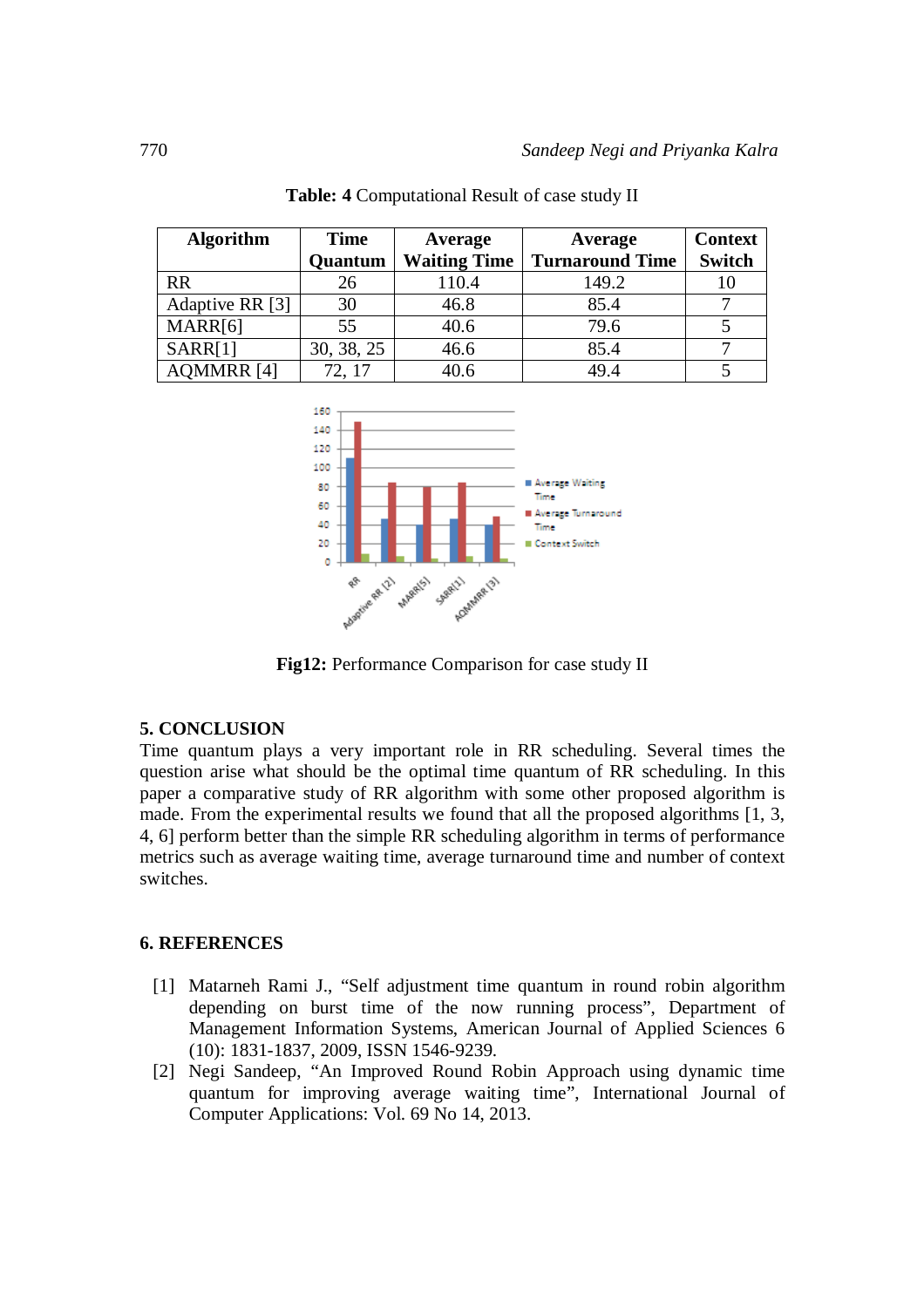**Table: 4** Computational Result of case study II

| Algorithm | Time Quantum | Average Waiting Time | Average Turnaround Time | Context Switch |
|---|---|---|---|---|
| RR | 26 | 110.4 | 149.2 | 10 |
| Adaptive RR [3] | 30 | 46.8 | 85.4 | 7 |
| MARR[6] | 55 | 40.6 | 79.6 | 5 |
| SARR[1] | 30, 38, 25 | 46.6 | 85.4 | 7 |
| AQMMRR [4] | 72, 17 | 40.6 | 49.4 | 5 |

**Fig12:** Performance Comparison for case study II

## 5. CONCLUSION

Time quantum plays a very important role in RR scheduling. Several times the question arise what should be the optimal time quantum of RR scheduling. In this paper a comparative study of RR algorithm with some other proposed algorithm is made. From the experimental results we found that all the proposed algorithms [1, 3, 4, 6] perform better than the simple RR scheduling algorithm in terms of performance metrics such as average waiting time, average turnaround time and number of context switches.

## 6. REFERENCES

[1] Matarneh Rami J., "Self adjustment time quantum in round robin algorithm depending on burst time of the now running process", Department of Management Information Systems, American Journal of Applied Sciences 6 (10): 1831-1837, 2009, ISSN 1546-9239.

[2] Negi Sandeep, "An Improved Round Robin Approach using dynamic time quantum for improving average waiting time", International Journal of Computer Applications: Vol. 69 No 14, 2013.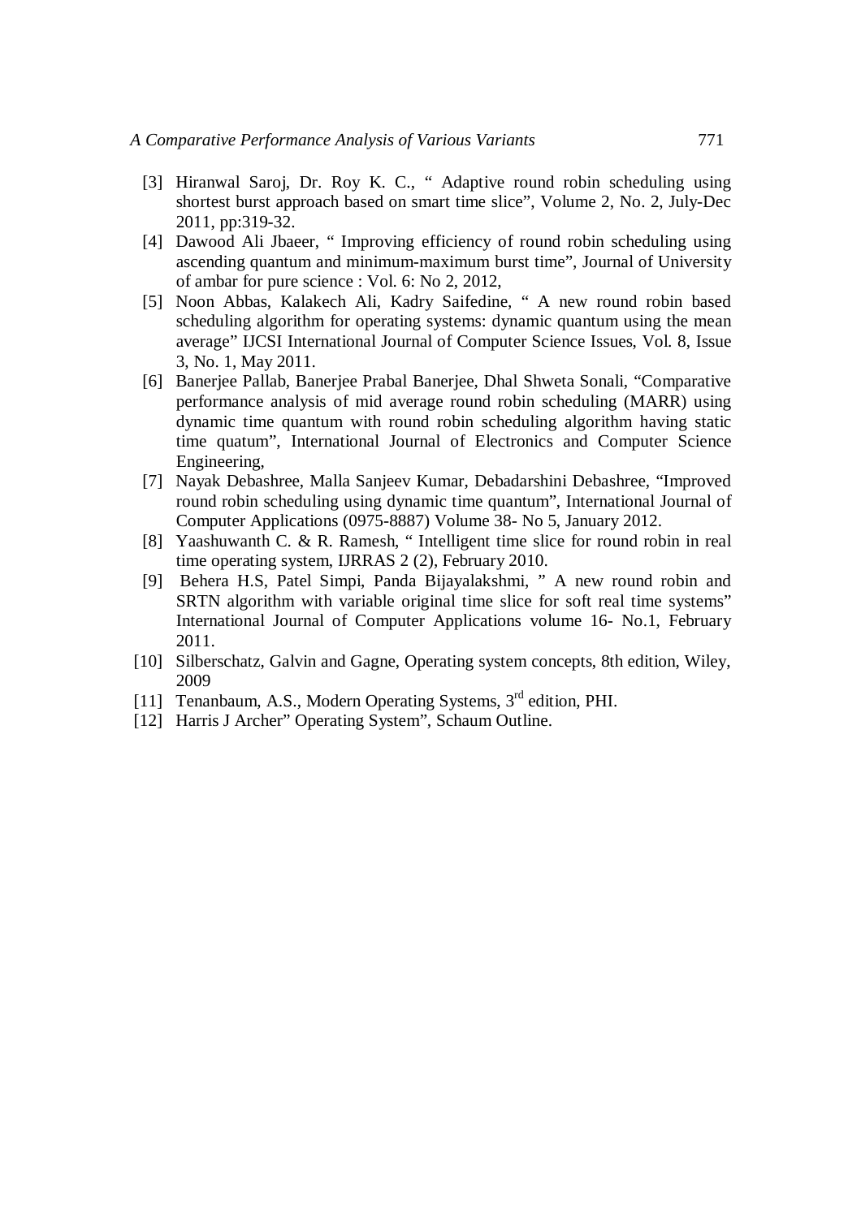[3] Hiranwal Saroj, Dr. Roy K. C., " Adaptive round robin scheduling using shortest burst approach based on smart time slice", Volume 2, No. 2, July-Dec 2011, pp:319-32.

[4] Dawood Ali Jbaeer, " Improving efficiency of round robin scheduling using ascending quantum and minimum-maximum burst time", Journal of University of ambar for pure science : Vol. 6: No 2, 2012,

[5] Noon Abbas, Kalakech Ali, Kadry Saifedine, " A new round robin based scheduling algorithm for operating systems: dynamic quantum using the mean average" IJCSI International Journal of Computer Science Issues, Vol. 8, Issue 3, No. 1, May 2011.

[6] Banerjee Pallab, Banerjee Prabal Banerjee, Dhal Shweta Sonali, "Comparative performance analysis of mid average round robin scheduling (MARR) using dynamic time quantum with round robin scheduling algorithm having static time quatum", International Journal of Electronics and Computer Science Engineering,

[7] Nayak Debashree, Malla Sanjeev Kumar, Debadarshini Debashree, "Improved round robin scheduling using dynamic time quantum", International Journal of Computer Applications (0975-8887) Volume 38- No 5, January 2012.

[8] Yaashuwanth C. & R. Ramesh, " Intelligent time slice for round robin in real time operating system, IJRRAS 2 (2), February 2010.

[9] Behera H.S, Patel Simpi, Panda Bijayalakshmi, " A new round robin and SRTN algorithm with variable original time slice for soft real time systems" International Journal of Computer Applications volume 16- No.1, February 2011.

[10] Silberschatz, Galvin and Gagne, Operating system concepts, 8th edition, Wiley, 2009

[11] Tenanbaum, A.S., Modern Operating Systems, 3rd edition, PHI.

[12] Harris J Archer" Operating System", Schaum Outline.